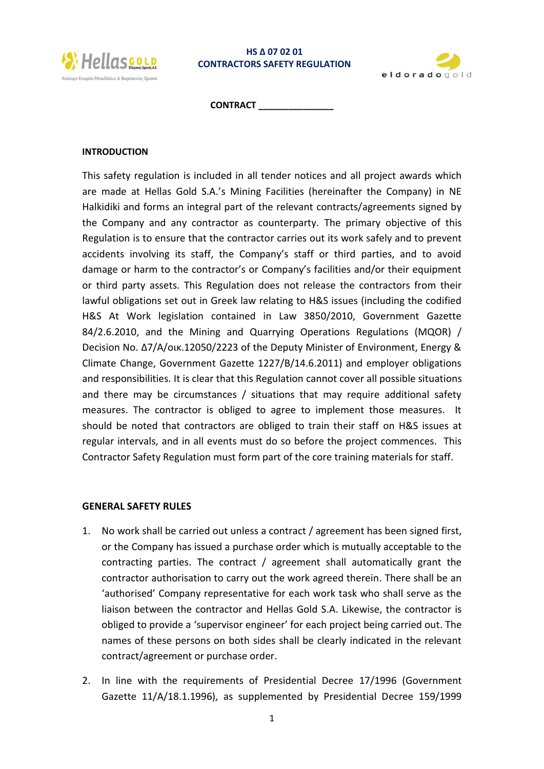**HS Δ 07 02 01**
**CONTRACTORS SAFETY REGULATION**

**CONTRACT _______________**

## INTRODUCTION

This safety regulation is included in all tender notices and all project awards which are made at Hellas Gold S.A.'s Mining Facilities (hereinafter the Company) in NE Halkidiki and forms an integral part of the relevant contracts/agreements signed by the Company and any contractor as counterparty. The primary objective of this Regulation is to ensure that the contractor carries out its work safely and to prevent accidents involving its staff, the Company's staff or third parties, and to avoid damage or harm to the contractor's or Company's facilities and/or their equipment or third party assets. This Regulation does not release the contractors from their lawful obligations set out in Greek law relating to H&S issues (including the codified H&S At Work legislation contained in Law 3850/2010, Government Gazette 84/2.6.2010, and the Mining and Quarrying Operations Regulations (MQOR) / Decision No. Δ7/Α/οικ.12050/2223 of the Deputy Minister of Environment, Energy & Climate Change, Government Gazette 1227/Β/14.6.2011) and employer obligations and responsibilities. It is clear that this Regulation cannot cover all possible situations and there may be circumstances / situations that may require additional safety measures. The contractor is obliged to agree to implement those measures. It should be noted that contractors are obliged to train their staff on H&S issues at regular intervals, and in all events must do so before the project commences. This Contractor Safety Regulation must form part of the core training materials for staff.

## GENERAL SAFETY RULES

1. No work shall be carried out unless a contract / agreement has been signed first, or the Company has issued a purchase order which is mutually acceptable to the contracting parties. The contract / agreement shall automatically grant the contractor authorisation to carry out the work agreed therein. There shall be an 'authorised' Company representative for each work task who shall serve as the liaison between the contractor and Hellas Gold S.A. Likewise, the contractor is obliged to provide a 'supervisor engineer' for each project being carried out. The names of these persons on both sides shall be clearly indicated in the relevant contract/agreement or purchase order.

2. In line with the requirements of Presidential Decree 17/1996 (Government Gazette 11/A/18.1.1996), as supplemented by Presidential Decree 159/1999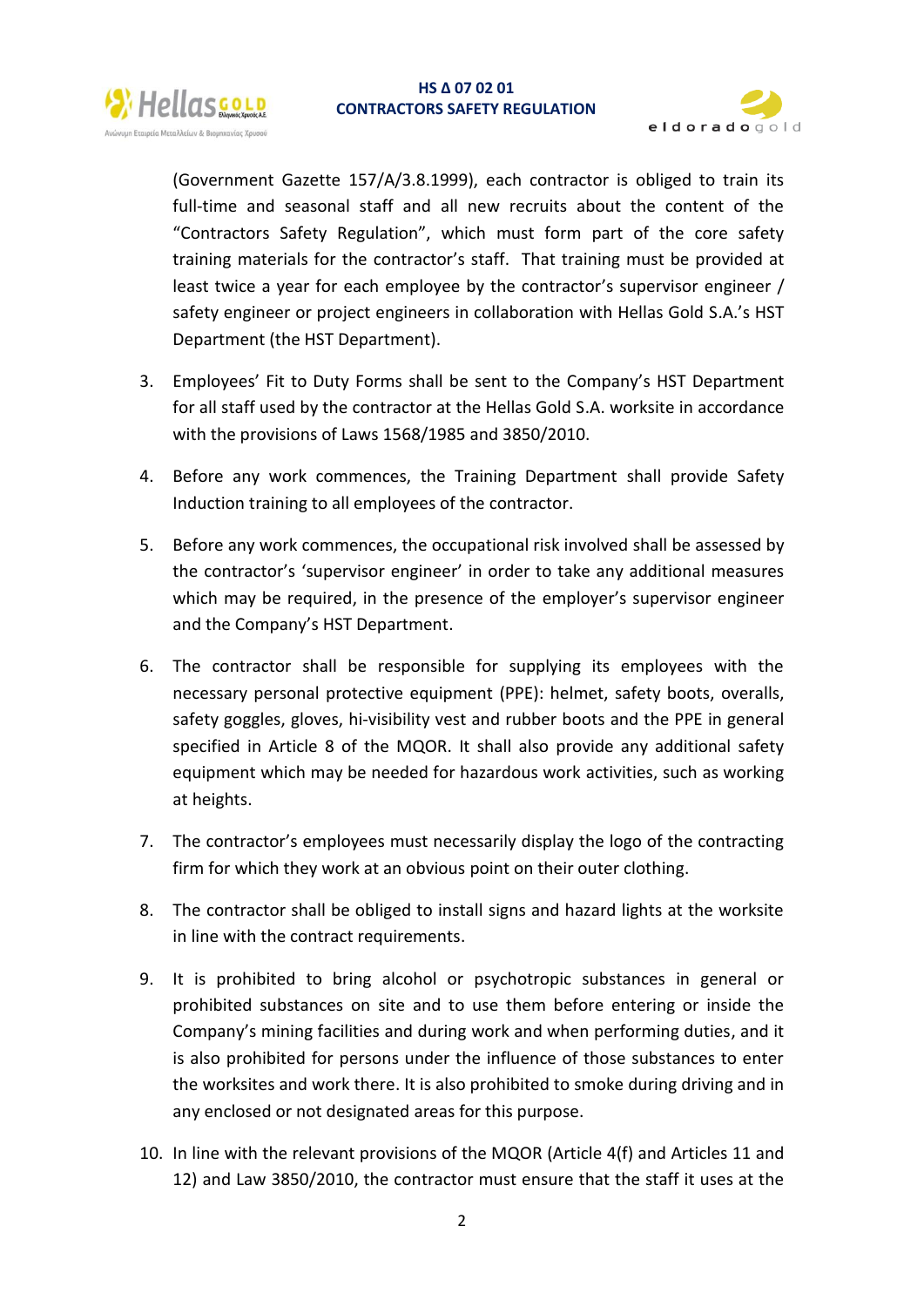(Government Gazette 157/A/3.8.1999), each contractor is obliged to train its full-time and seasonal staff and all new recruits about the content of the "Contractors Safety Regulation", which must form part of the core safety training materials for the contractor's staff. That training must be provided at least twice a year for each employee by the contractor's supervisor engineer / safety engineer or project engineers in collaboration with Hellas Gold S.A.'s HST Department (the HST Department).

3. Employees' Fit to Duty Forms shall be sent to the Company's HST Department for all staff used by the contractor at the Hellas Gold S.A. worksite in accordance with the provisions of Laws 1568/1985 and 3850/2010.

4. Before any work commences, the Training Department shall provide Safety Induction training to all employees of the contractor.

5. Before any work commences, the occupational risk involved shall be assessed by the contractor's 'supervisor engineer' in order to take any additional measures which may be required, in the presence of the employer's supervisor engineer and the Company's HST Department.

6. The contractor shall be responsible for supplying its employees with the necessary personal protective equipment (PPE): helmet, safety boots, overalls, safety goggles, gloves, hi-visibility vest and rubber boots and the PPE in general specified in Article 8 of the MQOR. It shall also provide any additional safety equipment which may be needed for hazardous work activities, such as working at heights.

7. The contractor's employees must necessarily display the logo of the contracting firm for which they work at an obvious point on their outer clothing.

8. The contractor shall be obliged to install signs and hazard lights at the worksite in line with the contract requirements.

9. It is prohibited to bring alcohol or psychotropic substances in general or prohibited substances on site and to use them before entering or inside the Company's mining facilities and during work and when performing duties, and it is also prohibited for persons under the influence of those substances to enter the worksites and work there. It is also prohibited to smoke during driving and in any enclosed or not designated areas for this purpose.

10. In line with the relevant provisions of the MQOR (Article 4(f) and Articles 11 and 12) and Law 3850/2010, the contractor must ensure that the staff it uses at the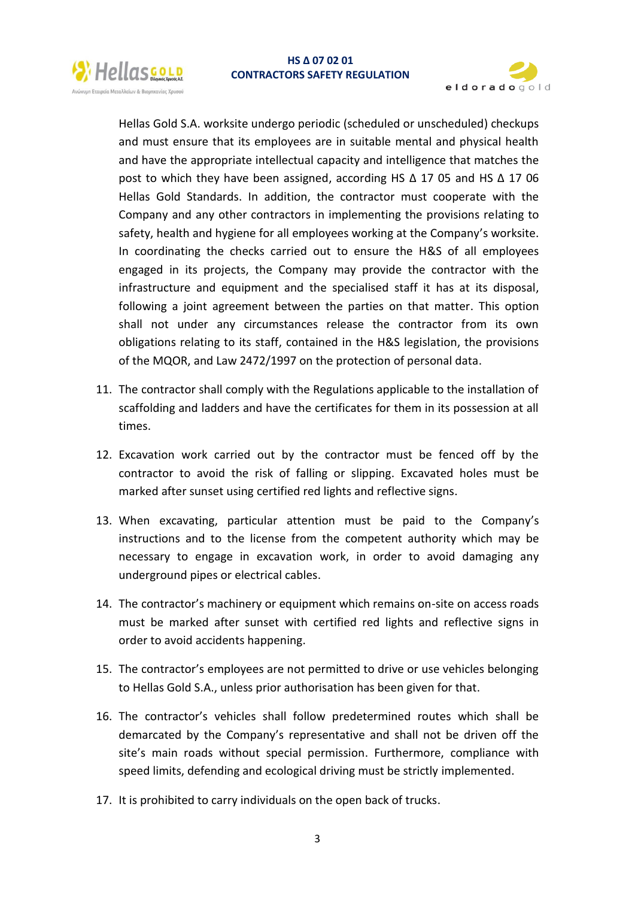Hellas Gold S.A. worksite undergo periodic (scheduled or unscheduled) checkups and must ensure that its employees are in suitable mental and physical health and have the appropriate intellectual capacity and intelligence that matches the post to which they have been assigned, according HS Δ 17 05 and HS Δ 17 06 Hellas Gold Standards. In addition, the contractor must cooperate with the Company and any other contractors in implementing the provisions relating to safety, health and hygiene for all employees working at the Company's worksite. In coordinating the checks carried out to ensure the H&S of all employees engaged in its projects, the Company may provide the contractor with the infrastructure and equipment and the specialised staff it has at its disposal, following a joint agreement between the parties on that matter. This option shall not under any circumstances release the contractor from its own obligations relating to its staff, contained in the H&S legislation, the provisions of the MQOR, and Law 2472/1997 on the protection of personal data.

11. The contractor shall comply with the Regulations applicable to the installation of scaffolding and ladders and have the certificates for them in its possession at all times.

12. Excavation work carried out by the contractor must be fenced off by the contractor to avoid the risk of falling or slipping. Excavated holes must be marked after sunset using certified red lights and reflective signs.

13. When excavating, particular attention must be paid to the Company's instructions and to the license from the competent authority which may be necessary to engage in excavation work, in order to avoid damaging any underground pipes or electrical cables.

14. The contractor's machinery or equipment which remains on-site on access roads must be marked after sunset with certified red lights and reflective signs in order to avoid accidents happening.

15. The contractor's employees are not permitted to drive or use vehicles belonging to Hellas Gold S.A., unless prior authorisation has been given for that.

16. The contractor's vehicles shall follow predetermined routes which shall be demarcated by the Company's representative and shall not be driven off the site's main roads without special permission. Furthermore, compliance with speed limits, defending and ecological driving must be strictly implemented.

17. It is prohibited to carry individuals on the open back of trucks.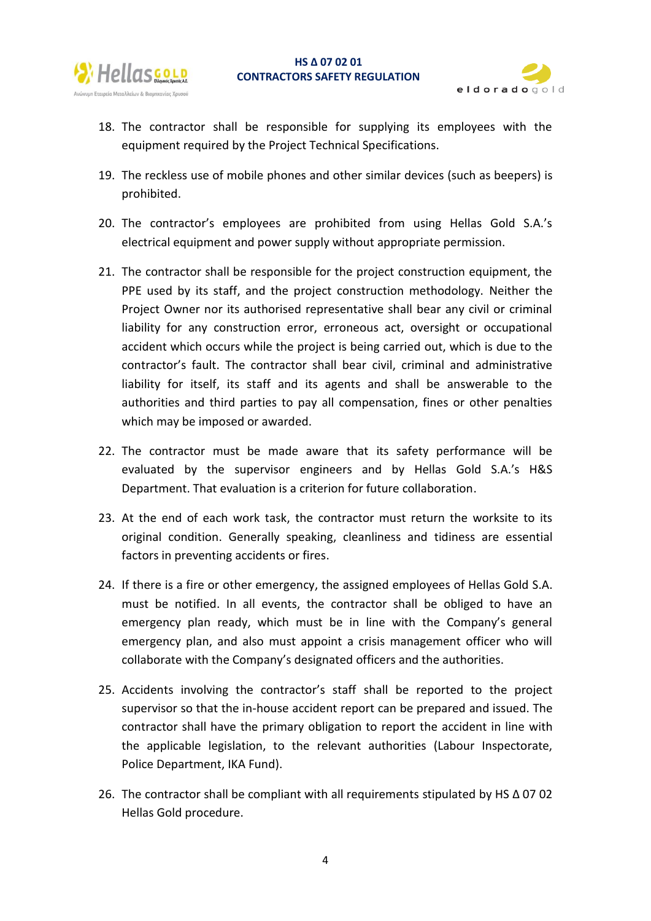18. The contractor shall be responsible for supplying its employees with the equipment required by the Project Technical Specifications.

19. The reckless use of mobile phones and other similar devices (such as beepers) is prohibited.

20. The contractor's employees are prohibited from using Hellas Gold S.A.'s electrical equipment and power supply without appropriate permission.

21. The contractor shall be responsible for the project construction equipment, the PPE used by its staff, and the project construction methodology. Neither the Project Owner nor its authorised representative shall bear any civil or criminal liability for any construction error, erroneous act, oversight or occupational accident which occurs while the project is being carried out, which is due to the contractor's fault. The contractor shall bear civil, criminal and administrative liability for itself, its staff and its agents and shall be answerable to the authorities and third parties to pay all compensation, fines or other penalties which may be imposed or awarded.

22. The contractor must be made aware that its safety performance will be evaluated by the supervisor engineers and by Hellas Gold S.A.'s H&S Department. That evaluation is a criterion for future collaboration.

23. At the end of each work task, the contractor must return the worksite to its original condition. Generally speaking, cleanliness and tidiness are essential factors in preventing accidents or fires.

24. If there is a fire or other emergency, the assigned employees of Hellas Gold S.A. must be notified. In all events, the contractor shall be obliged to have an emergency plan ready, which must be in line with the Company's general emergency plan, and also must appoint a crisis management officer who will collaborate with the Company's designated officers and the authorities.

25. Accidents involving the contractor's staff shall be reported to the project supervisor so that the in-house accident report can be prepared and issued. The contractor shall have the primary obligation to report the accident in line with the applicable legislation, to the relevant authorities (Labour Inspectorate, Police Department, IKA Fund).

26. The contractor shall be compliant with all requirements stipulated by HS Δ 07 02 Hellas Gold procedure.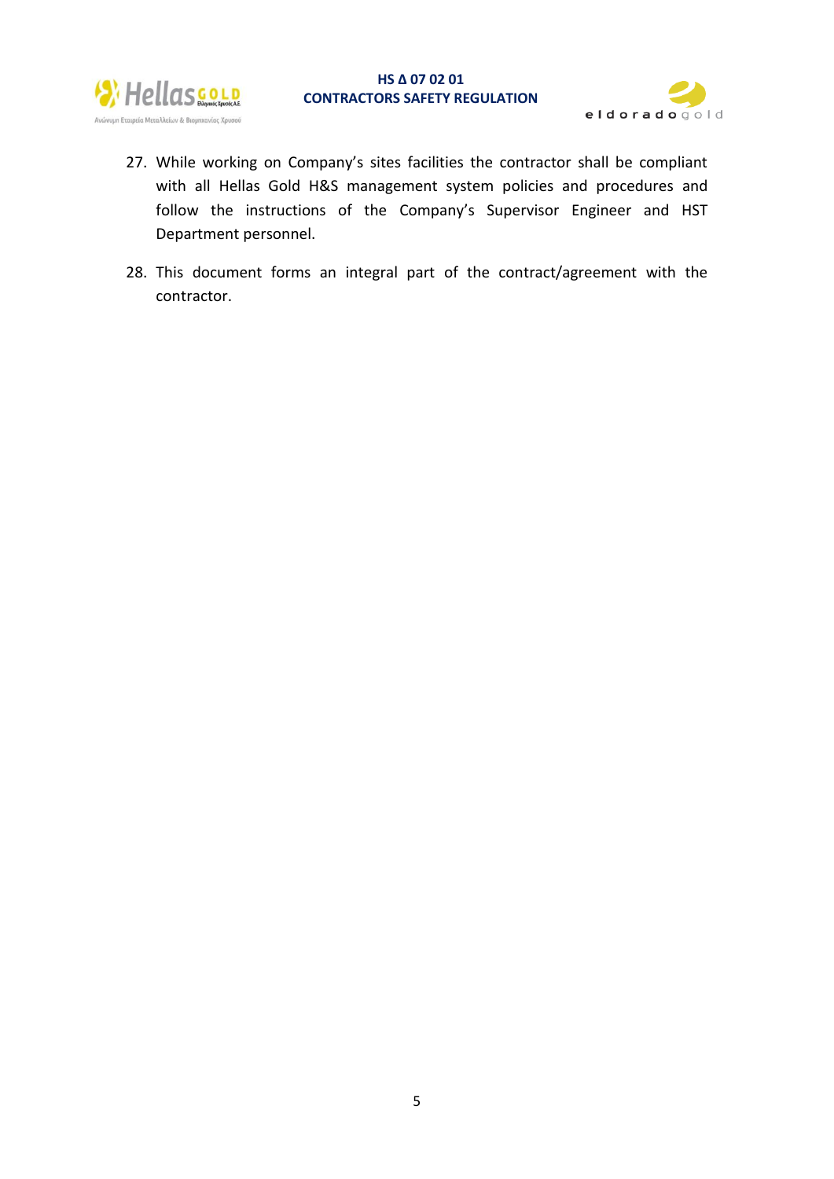27. While working on Company's sites facilities the contractor shall be compliant with all Hellas Gold H&S management system policies and procedures and follow the instructions of the Company's Supervisor Engineer and HST Department personnel.

28. This document forms an integral part of the contract/agreement with the contractor.